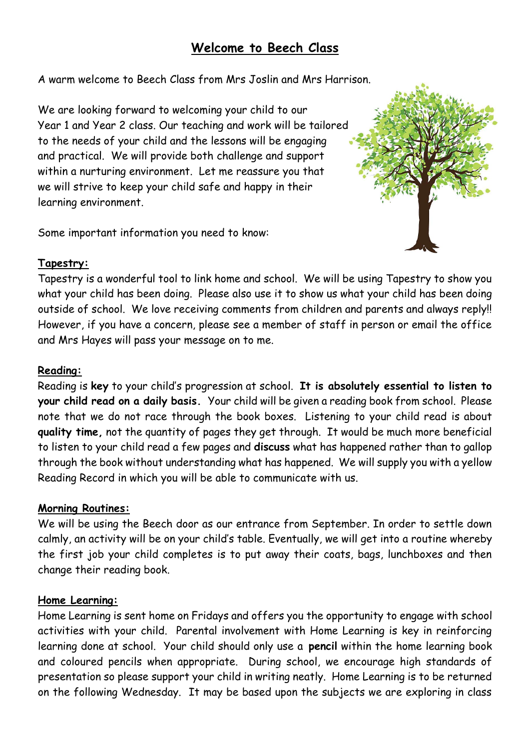# Welcome to Beech Class

A warm welcome to Beech Class from Mrs Joslin and Mrs Harrison.

We are looking forward to welcoming your child to our Year 1 and Year 2 class. Our teaching and work will be tailored to the needs of your child and the lessons will be engaging and practical. We will provide both challenge and support within a nurturing environment. Let me reassure you that we will strive to keep your child safe and happy in their learning environment.

Some important information you need to know:

## Tapestry:

Tapestry is a wonderful tool to link home and school. We will be using Tapestry to show you what your child has been doing. Please also use it to show us what your child has been doing outside of school. We love receiving comments from children and parents and always reply!! However, if you have a concern, please see a member of staff in person or email the office and Mrs Hayes will pass your message on to me.

## Reading:

Reading is **key** to your child's progression at school. **It is absolutely essential to listen to your child read on a daily basis.** Your child will be given a reading book from school. Please note that we do not race through the book boxes. Listening to your child read is about **quality time,** not the quantity of pages they get through. It would be much more beneficial to listen to your child read a few pages and **discuss** what has happened rather than to gallop through the book without understanding what has happened. We will supply you with a yellow Reading Record in which you will be able to communicate with us.

## Morning Routines:

We will be using the Beech door as our entrance from September. In order to settle down calmly, an activity will be on your child's table. Eventually, we will get into a routine whereby the first job your child completes is to put away their coats, bags, lunchboxes and then change their reading book.

## Home Learning:

Home Learning is sent home on Fridays and offers you the opportunity to engage with school activities with your child. Parental involvement with Home Learning is key in reinforcing learning done at school. Your child should only use a **pencil** within the home learning book and coloured pencils when appropriate. During school, we encourage high standards of presentation so please support your child in writing neatly. Home Learning is to be returned on the following Wednesday. It may be based upon the subjects we are exploring in class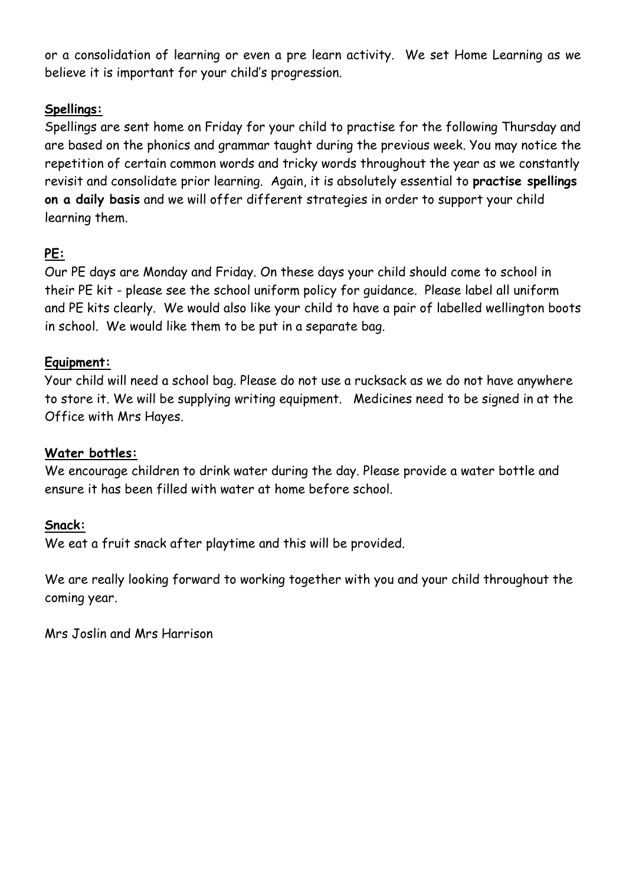or a consolidation of learning or even a pre learn activity. We set Home Learning as we believe it is important for your child's progression.

**Spellings:**

Spellings are sent home on Friday for your child to practise for the following Thursday and are based on the phonics and grammar taught during the previous week. You may notice the repetition of certain common words and tricky words throughout the year as we constantly revisit and consolidate prior learning. Again, it is absolutely essential to **practise spellings on a daily basis** and we will offer different strategies in order to support your child learning them.

**PE:**

Our PE days are Monday and Friday. On these days your child should come to school in their PE kit - please see the school uniform policy for guidance. Please label all uniform and PE kits clearly. We would also like your child to have a pair of labelled wellington boots in school. We would like them to be put in a separate bag.

**Equipment:**

Your child will need a school bag. Please do not use a rucksack as we do not have anywhere to store it. We will be supplying writing equipment. Medicines need to be signed in at the Office with Mrs Hayes.

**Water bottles:**

We encourage children to drink water during the day. Please provide a water bottle and ensure it has been filled with water at home before school.

**Snack:**

We eat a fruit snack after playtime and this will be provided.

We are really looking forward to working together with you and your child throughout the coming year.

Mrs Joslin and Mrs Harrison